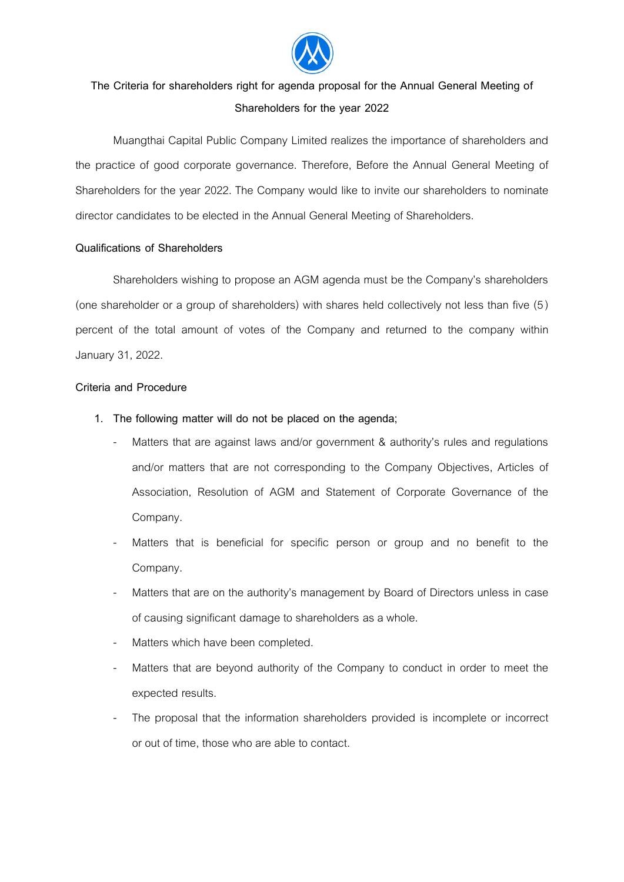# The Criteria for shareholders right for agenda proposal for the Annual General Meeting of Shareholders for the year 2022

Muangthai Capital Public Company Limited realizes the importance of shareholders and the practice of good corporate governance. Therefore, Before the Annual General Meeting of Shareholders for the year 2022. The Company would like to invite our shareholders to nominate director candidates to be elected in the Annual General Meeting of Shareholders.

**Qualifications of Shareholders**

Shareholders wishing to propose an AGM agenda must be the Company's shareholders (one shareholder or a group of shareholders) with shares held collectively not less than five (5) percent of the total amount of votes of the Company and returned to the company within January 31, 2022.

**Criteria and Procedure**

1. **The following matter will do not be placed on the agenda;**
   - Matters that are against laws and/or government & authority's rules and regulations and/or matters that are not corresponding to the Company Objectives, Articles of Association, Resolution of AGM and Statement of Corporate Governance of the Company.
   - Matters that is beneficial for specific person or group and no benefit to the Company.
   - Matters that are on the authority's management by Board of Directors unless in case of causing significant damage to shareholders as a whole.
   - Matters which have been completed.
   - Matters that are beyond authority of the Company to conduct in order to meet the expected results.
   - The proposal that the information shareholders provided is incomplete or incorrect or out of time, those who are able to contact.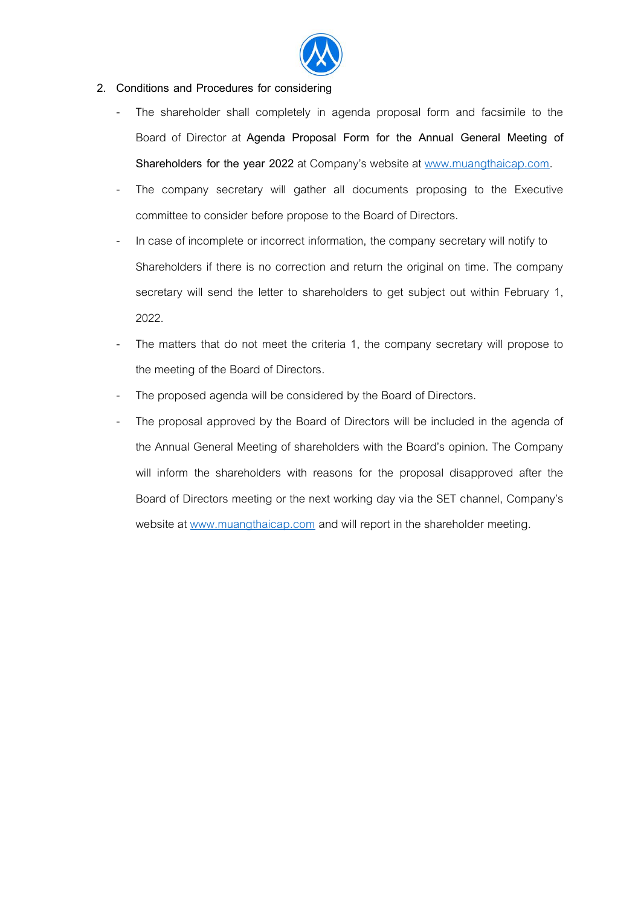2. **Conditions and Procedures for considering**

   - The shareholder shall completely in agenda proposal form and facsimile to the Board of Director at **Agenda Proposal Form for the Annual General Meeting of Shareholders for the year 2022** at Company's website at www.muangthaicap.com.
   - The company secretary will gather all documents proposing to the Executive committee to consider before propose to the Board of Directors.
   - In case of incomplete or incorrect information, the company secretary will notify to Shareholders if there is no correction and return the original on time. The company secretary will send the letter to shareholders to get subject out within February 1, 2022.
   - The matters that do not meet the criteria 1, the company secretary will propose to the meeting of the Board of Directors.
   - The proposed agenda will be considered by the Board of Directors.
   - The proposal approved by the Board of Directors will be included in the agenda of the Annual General Meeting of shareholders with the Board's opinion. The Company will inform the shareholders with reasons for the proposal disapproved after the Board of Directors meeting or the next working day via the SET channel, Company's website at www.muangthaicap.com and will report in the shareholder meeting.